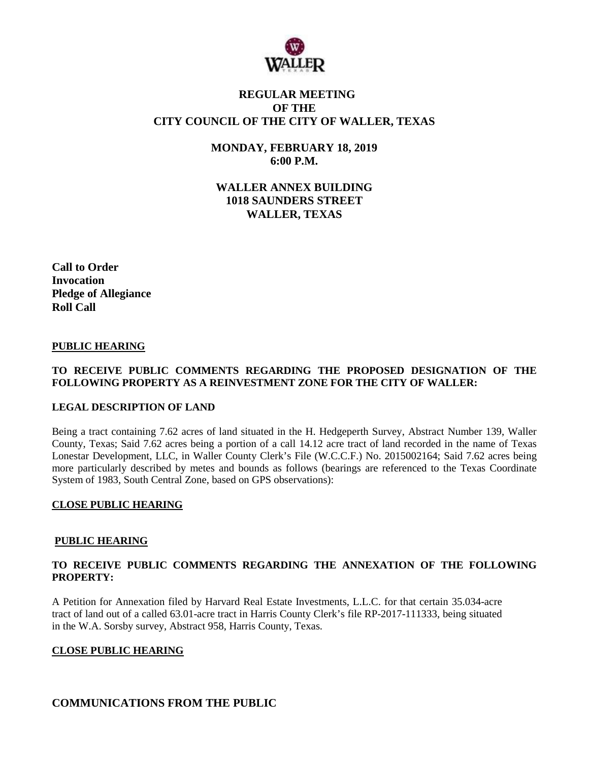# REGULAR MEETING OF THE CITY COUNCIL OF THE CITY OF WALLER, TEXAS

**MONDAY, FEBRUARY 18, 2019**
**6:00 P.M.**

**WALLER ANNEX BUILDING**
**1018 SAUNDERS STREET**
**WALLER, TEXAS**

**Call to Order**
**Invocation**
**Pledge of Allegiance**
**Roll Call**

## PUBLIC HEARING

**TO RECEIVE PUBLIC COMMENTS REGARDING THE PROPOSED DESIGNATION OF THE FOLLOWING PROPERTY AS A REINVESTMENT ZONE FOR THE CITY OF WALLER:**

**LEGAL DESCRIPTION OF LAND**

Being a tract containing 7.62 acres of land situated in the H. Hedgeperth Survey, Abstract Number 139, Waller County, Texas; Said 7.62 acres being a portion of a call 14.12 acre tract of land recorded in the name of Texas Lonestar Development, LLC, in Waller County Clerk's File (W.C.C.F.) No. 2015002164; Said 7.62 acres being more particularly described by metes and bounds as follows (bearings are referenced to the Texas Coordinate System of 1983, South Central Zone, based on GPS observations):

## CLOSE PUBLIC HEARING

## PUBLIC HEARING

**TO RECEIVE PUBLIC COMMENTS REGARDING THE ANNEXATION OF THE FOLLOWING PROPERTY:**

A Petition for Annexation filed by Harvard Real Estate Investments, L.L.C. for that certain 35.034-acre tract of land out of a called 63.01-acre tract in Harris County Clerk's file RP-2017-111333, being situated in the W.A. Sorsby survey, Abstract 958, Harris County, Texas.

## CLOSE PUBLIC HEARING

## COMMUNICATIONS FROM THE PUBLIC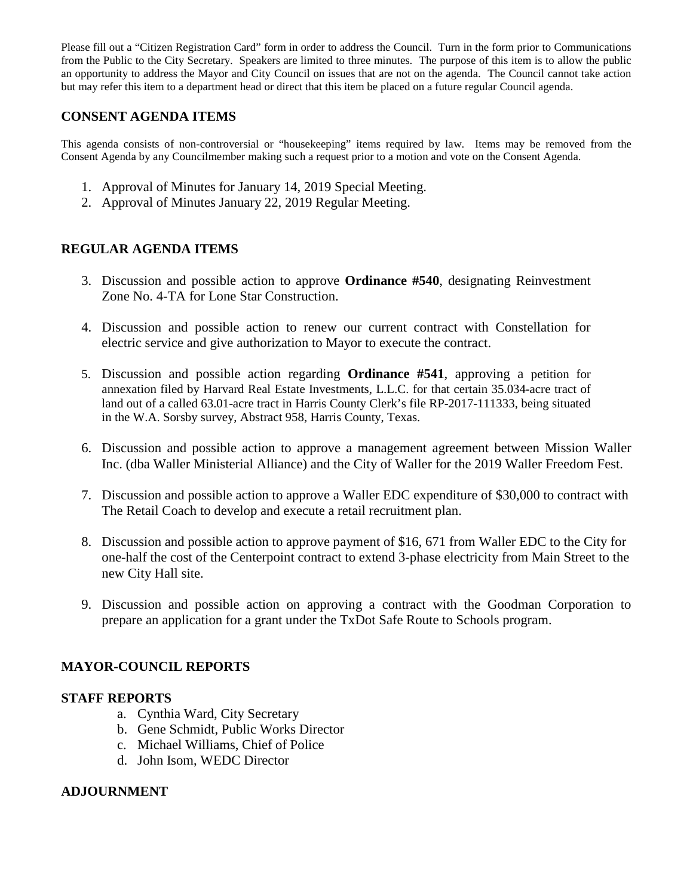Please fill out a "Citizen Registration Card" form in order to address the Council. Turn in the form prior to Communications from the Public to the City Secretary. Speakers are limited to three minutes. The purpose of this item is to allow the public an opportunity to address the Mayor and City Council on issues that are not on the agenda. The Council cannot take action but may refer this item to a department head or direct that this item be placed on a future regular Council agenda.

## CONSENT AGENDA ITEMS

This agenda consists of non-controversial or "housekeeping" items required by law. Items may be removed from the Consent Agenda by any Councilmember making such a request prior to a motion and vote on the Consent Agenda.

1. Approval of Minutes for January 14, 2019 Special Meeting.
2. Approval of Minutes January 22, 2019 Regular Meeting.

## REGULAR AGENDA ITEMS

3. Discussion and possible action to approve **Ordinance #540**, designating Reinvestment Zone No. 4-TA for Lone Star Construction.

4. Discussion and possible action to renew our current contract with Constellation for electric service and give authorization to Mayor to execute the contract.

5. Discussion and possible action regarding **Ordinance #541**, approving a petition for annexation filed by Harvard Real Estate Investments, L.L.C. for that certain 35.034-acre tract of land out of a called 63.01-acre tract in Harris County Clerk's file RP-2017-111333, being situated in the W.A. Sorsby survey, Abstract 958, Harris County, Texas.

6. Discussion and possible action to approve a management agreement between Mission Waller Inc. (dba Waller Ministerial Alliance) and the City of Waller for the 2019 Waller Freedom Fest.

7. Discussion and possible action to approve a Waller EDC expenditure of $30,000 to contract with The Retail Coach to develop and execute a retail recruitment plan.

8. Discussion and possible action to approve payment of $16, 671 from Waller EDC to the City for one-half the cost of the Centerpoint contract to extend 3-phase electricity from Main Street to the new City Hall site.

9. Discussion and possible action on approving a contract with the Goodman Corporation to prepare an application for a grant under the TxDot Safe Route to Schools program.

## MAYOR-COUNCIL REPORTS

## STAFF REPORTS

a. Cynthia Ward, City Secretary
b. Gene Schmidt, Public Works Director
c. Michael Williams, Chief of Police
d. John Isom, WEDC Director

## ADJOURNMENT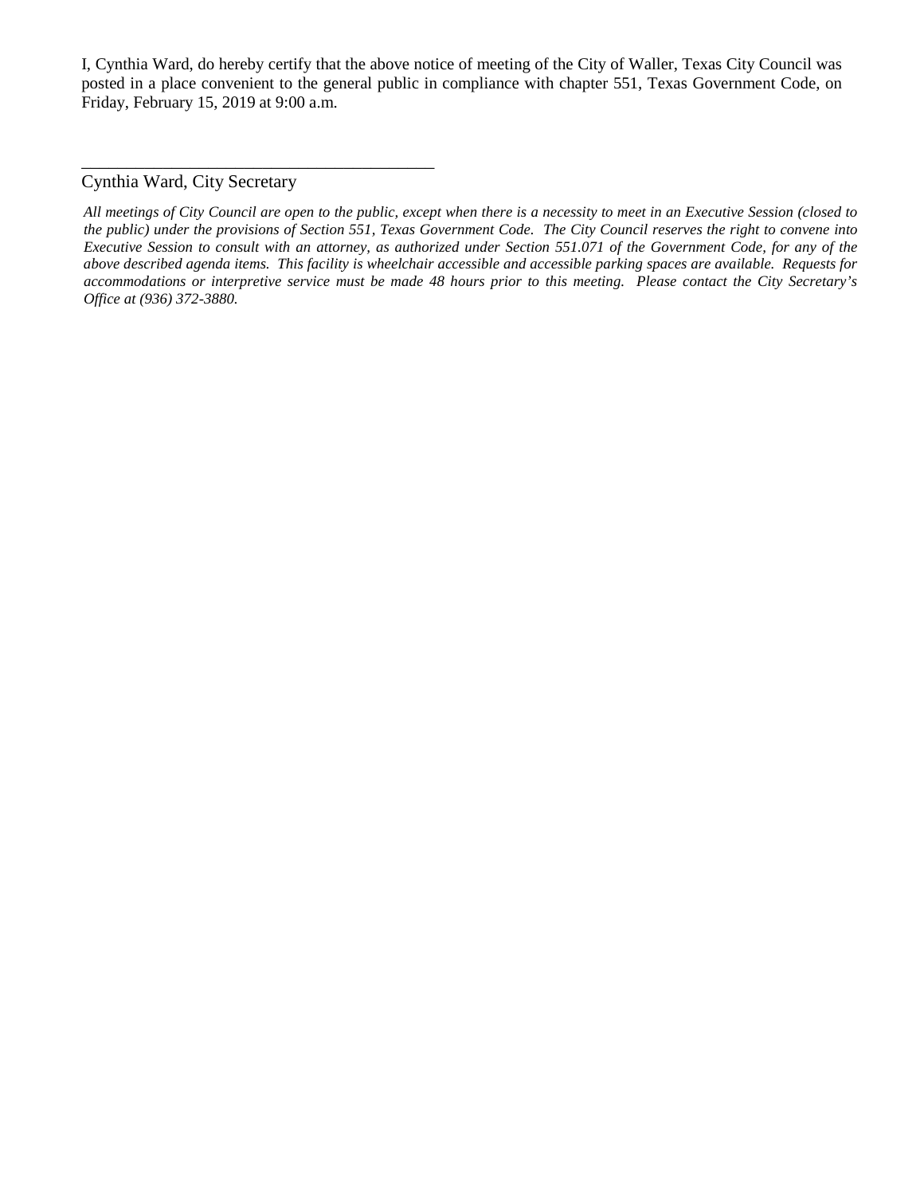I, Cynthia Ward, do hereby certify that the above notice of meeting of the City of Waller, Texas City Council was posted in a place convenient to the general public in compliance with chapter 551, Texas Government Code, on Friday, February 15, 2019 at 9:00 a.m.

\_\_\_\_\_\_\_\_\_\_\_\_\_\_\_\_\_\_\_\_\_\_\_\_\_\_\_\_\_\_\_\_\_\_\_\_\_\_\_\_\_

Cynthia Ward, City Secretary

*All meetings of City Council are open to the public, except when there is a necessity to meet in an Executive Session (closed to the public) under the provisions of Section 551, Texas Government Code. The City Council reserves the right to convene into Executive Session to consult with an attorney, as authorized under Section 551.071 of the Government Code, for any of the above described agenda items. This facility is wheelchair accessible and accessible parking spaces are available. Requests for accommodations or interpretive service must be made 48 hours prior to this meeting. Please contact the City Secretary's Office at (936) 372-3880.*